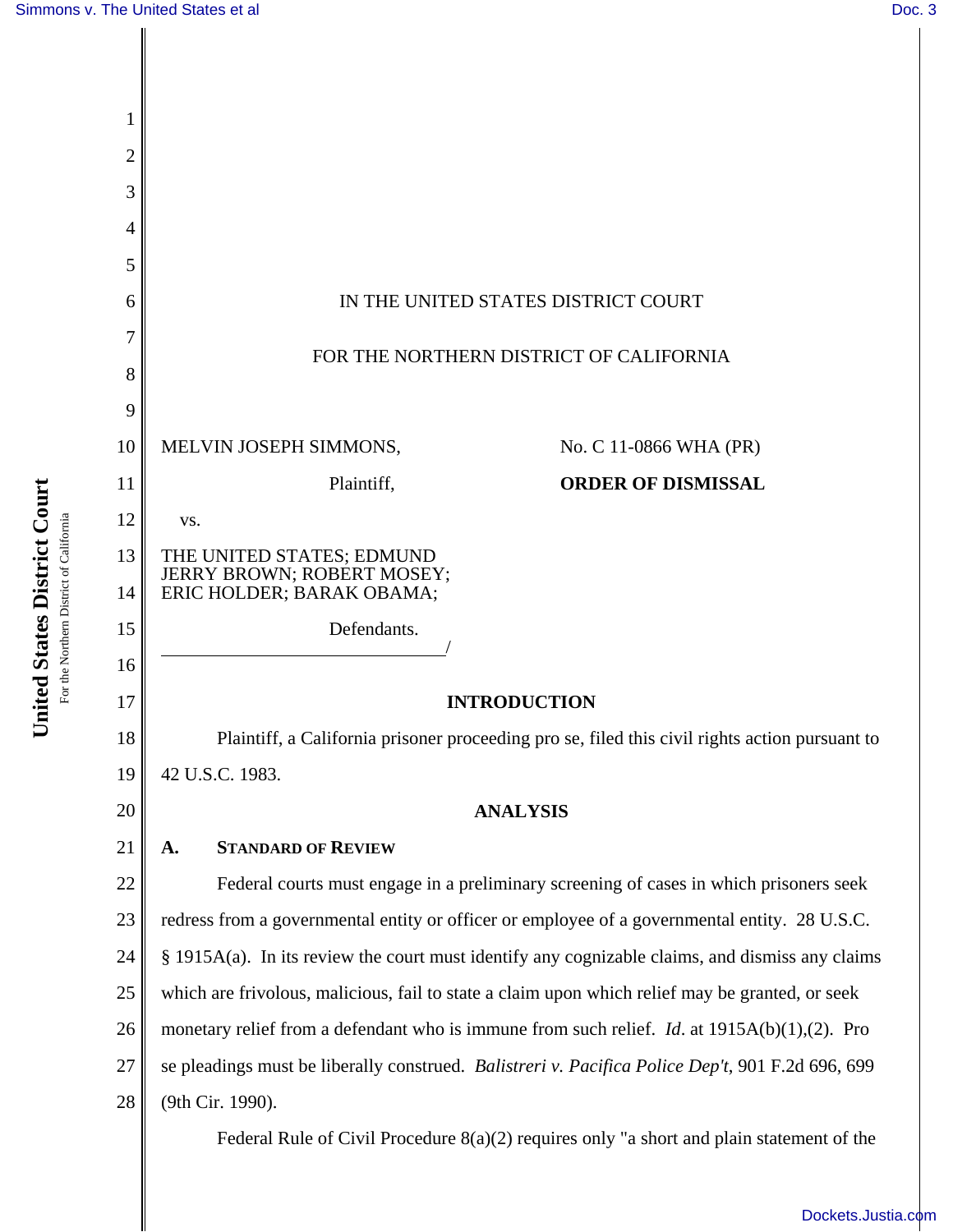IN THE UNITED STATES DISTRICT COURT

FOR THE NORTHERN DISTRICT OF CALIFORNIA

MELVIN JOSEPH SIMMONS,

Plaintiff,

vs.

THE UNITED STATES; EDMUND JERRY BROWN; ROBERT MOSEY; ERIC HOLDER; BARAK OBAMA;

Defendants.

No. C 11-0866 WHA (PR)

**ORDER OF DISMISSAL**

## INTRODUCTION

Plaintiff, a California prisoner proceeding pro se, filed this civil rights action pursuant to 42 U.S.C. 1983.

## ANALYSIS

### A. Standard of Review

Federal courts must engage in a preliminary screening of cases in which prisoners seek redress from a governmental entity or officer or employee of a governmental entity. 28 U.S.C. § 1915A(a). In its review the court must identify any cognizable claims, and dismiss any claims which are frivolous, malicious, fail to state a claim upon which relief may be granted, or seek monetary relief from a defendant who is immune from such relief. *Id*. at 1915A(b)(1),(2). Pro se pleadings must be liberally construed. *Balistreri v. Pacifica Police Dep't*, 901 F.2d 696, 699 (9th Cir. 1990).

Federal Rule of Civil Procedure 8(a)(2) requires only "a short and plain statement of the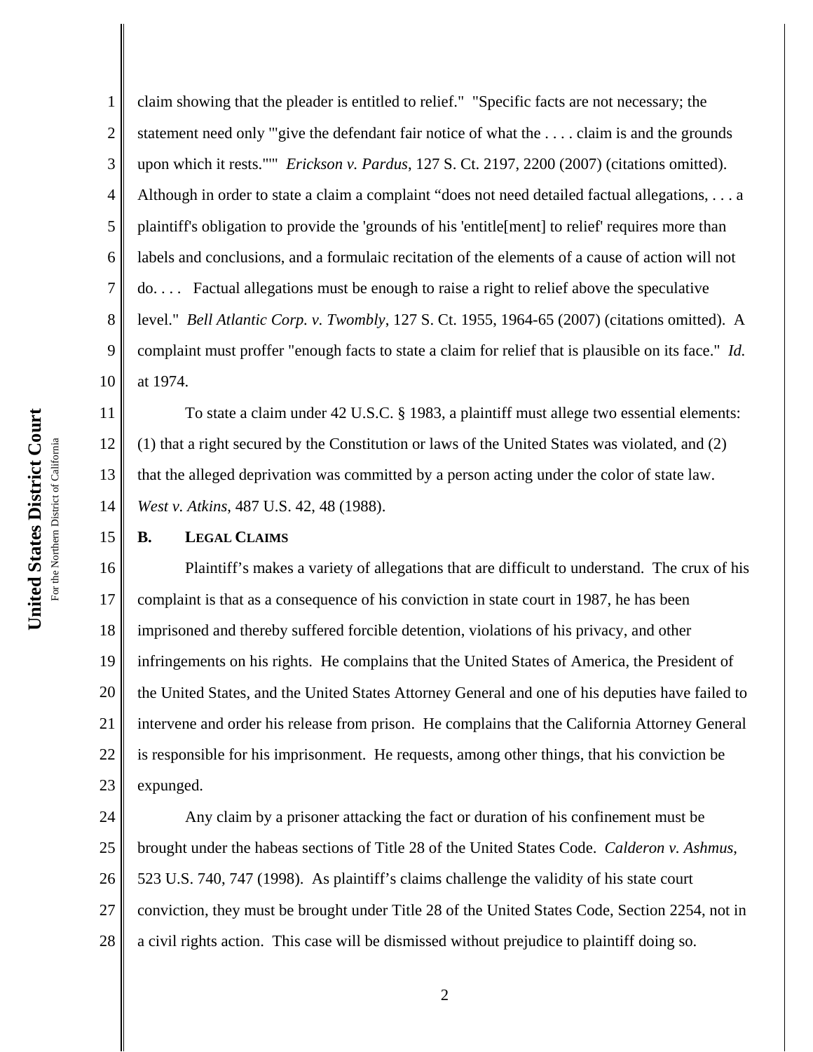claim showing that the pleader is entitled to relief." "Specific facts are not necessary; the statement need only '"give the defendant fair notice of what the . . . . claim is and the grounds upon which it rests."'" *Erickson v. Pardus*, 127 S. Ct. 2197, 2200 (2007) (citations omitted). Although in order to state a claim a complaint "does not need detailed factual allegations, . . . a plaintiff's obligation to provide the 'grounds of his 'entitle[ment] to relief' requires more than labels and conclusions, and a formulaic recitation of the elements of a cause of action will not do. . . . Factual allegations must be enough to raise a right to relief above the speculative level." *Bell Atlantic Corp. v. Twombly*, 127 S. Ct. 1955, 1964-65 (2007) (citations omitted). A complaint must proffer "enough facts to state a claim for relief that is plausible on its face." *Id.* at 1974.

To state a claim under 42 U.S.C. § 1983, a plaintiff must allege two essential elements: (1) that a right secured by the Constitution or laws of the United States was violated, and (2) that the alleged deprivation was committed by a person acting under the color of state law. *West v. Atkins*, 487 U.S. 42, 48 (1988).

### B. LEGAL CLAIMS

Plaintiff's makes a variety of allegations that are difficult to understand. The crux of his complaint is that as a consequence of his conviction in state court in 1987, he has been imprisoned and thereby suffered forcible detention, violations of his privacy, and other infringements on his rights. He complains that the United States of America, the President of the United States, and the United States Attorney General and one of his deputies have failed to intervene and order his release from prison. He complains that the California Attorney General is responsible for his imprisonment. He requests, among other things, that his conviction be expunged.

Any claim by a prisoner attacking the fact or duration of his confinement must be brought under the habeas sections of Title 28 of the United States Code. *Calderon v. Ashmus*, 523 U.S. 740, 747 (1998). As plaintiff's claims challenge the validity of his state court conviction, they must be brought under Title 28 of the United States Code, Section 2254, not in a civil rights action. This case will be dismissed without prejudice to plaintiff doing so.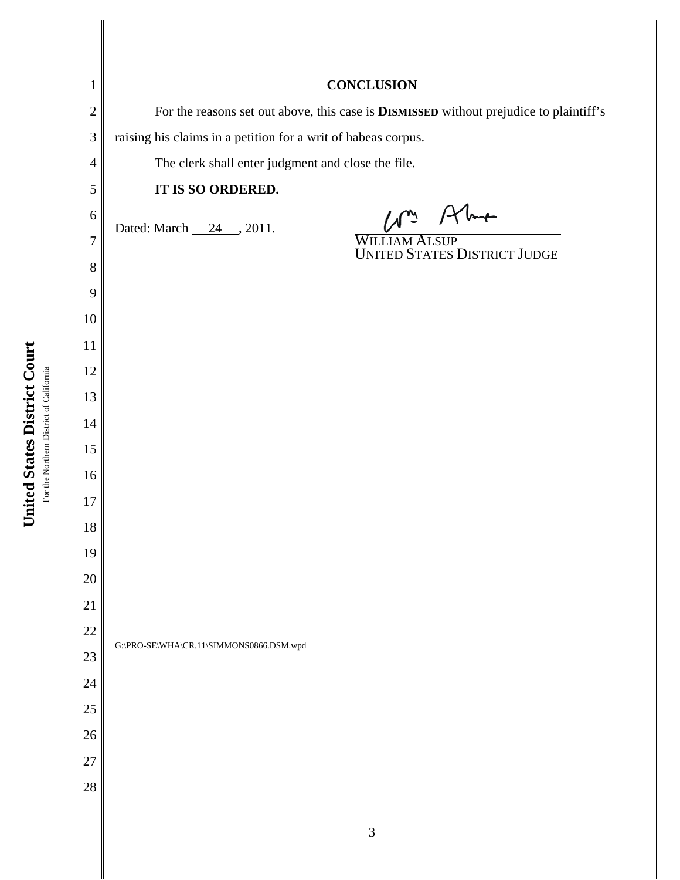## CONCLUSION

For the reasons set out above, this case is **DISMISSED** without prejudice to plaintiff's raising his claims in a petition for a writ of habeas corpus.

The clerk shall enter judgment and close the file.

**IT IS SO ORDERED.**

Dated: March 24, 2011.

WILLIAM ALSUP
UNITED STATES DISTRICT JUDGE

G:\PRO-SE\WHA\CR.11\SIMMONS0866.DSM.wpd